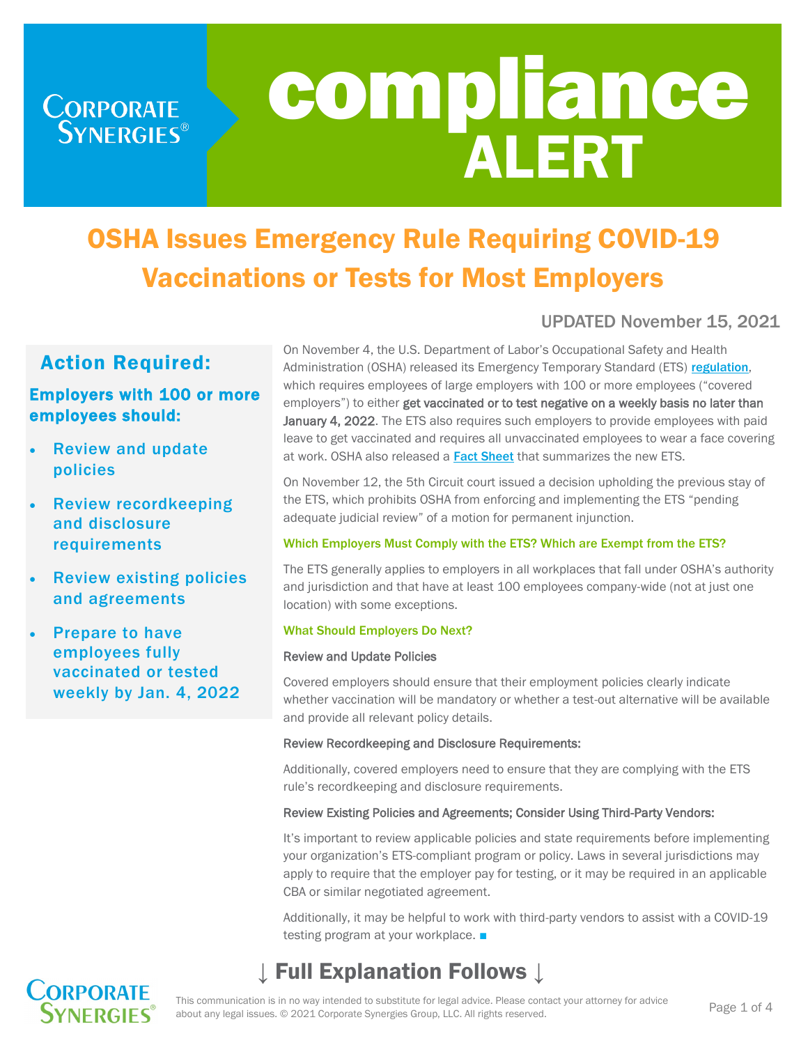# compliance ALERT

## OSHA Issues Emergency Rule Requiring COVID-19 Vaccinations or Tests for Most Employers

UPDATED November 15, 2021

### Action Required:

**Employers with 100 or more employees should:**

- Review and update policies
- Review recordkeeping and disclosure requirements
- Review existing policies and agreements
- Prepare to have employees fully vaccinated or tested weekly by Jan. 4, 2022

On November 4, the U.S. Department of Labor's Occupational Safety and Health Administration (OSHA) released its Emergency Temporary Standard (ETS) regulation, which requires employees of large employers with 100 or more employees ("covered employers") to either **get vaccinated or to test negative on a weekly basis no later than January 4, 2022**. The ETS also requires such employers to provide employees with paid leave to get vaccinated and requires all unvaccinated employees to wear a face covering at work. OSHA also released a **Fact Sheet** that summarizes the new ETS.

On November 12, the 5th Circuit court issued a decision upholding the previous stay of the ETS, which prohibits OSHA from enforcing and implementing the ETS "pending adequate judicial review" of a motion for permanent injunction.

#### Which Employers Must Comply with the ETS? Which are Exempt from the ETS?

The ETS generally applies to employers in all workplaces that fall under OSHA's authority and jurisdiction and that have at least 100 employees company-wide (not at just one location) with some exceptions.

#### What Should Employers Do Next?

**Review and Update Policies**

Covered employers should ensure that their employment policies clearly indicate whether vaccination will be mandatory or whether a test-out alternative will be available and provide all relevant policy details.

**Review Recordkeeping and Disclosure Requirements:**

Additionally, covered employers need to ensure that they are complying with the ETS rule's recordkeeping and disclosure requirements.

**Review Existing Policies and Agreements; Consider Using Third-Party Vendors:**

It's important to review applicable policies and state requirements before implementing your organization's ETS-compliant program or policy. Laws in several jurisdictions may apply to require that the employer pay for testing, or it may be required in an applicable CBA or similar negotiated agreement.

Additionally, it may be helpful to work with third-party vendors to assist with a COVID-19 testing program at your workplace. ■

## ↓ Full Explanation Follows ↓

This communication is in no way intended to substitute for legal advice. Please contact your attorney for advice about any legal issues. © 2021 Corporate Synergies Group, LLC. All rights reserved.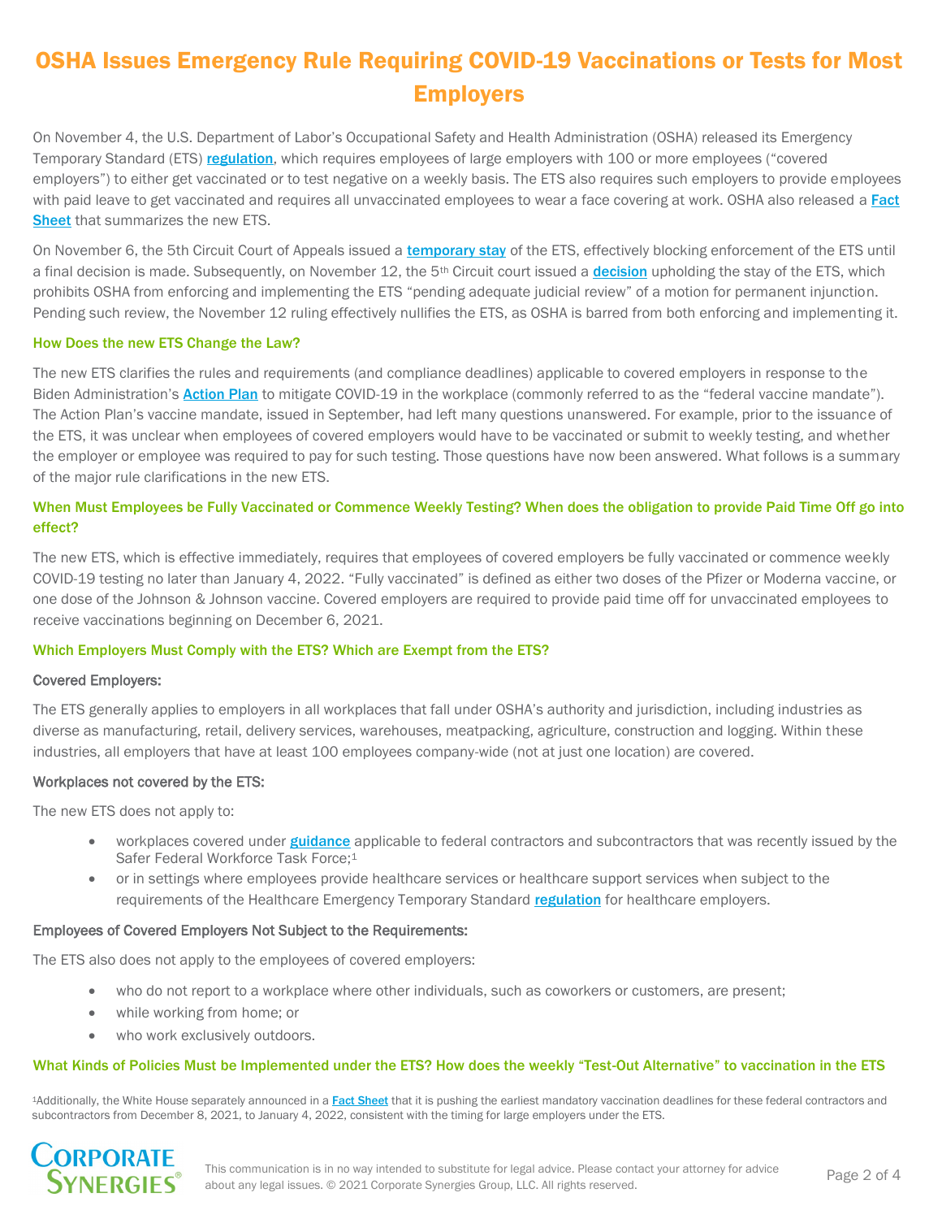# OSHA Issues Emergency Rule Requiring COVID-19 Vaccinations or Tests for Most Employers

On November 4, the U.S. Department of Labor's Occupational Safety and Health Administration (OSHA) released its Emergency Temporary Standard (ETS) **regulation**, which requires employees of large employers with 100 or more employees ("covered employers") to either get vaccinated or to test negative on a weekly basis. The ETS also requires such employers to provide employees with paid leave to get vaccinated and requires all unvaccinated employees to wear a face covering at work. OSHA also released a **Fact Sheet** that summarizes the new ETS.

On November 6, the 5th Circuit Court of Appeals issued a **temporary stay** of the ETS, effectively blocking enforcement of the ETS until a final decision is made. Subsequently, on November 12, the 5th Circuit court issued a **decision** upholding the stay of the ETS, which prohibits OSHA from enforcing and implementing the ETS "pending adequate judicial review" of a motion for permanent injunction. Pending such review, the November 12 ruling effectively nullifies the ETS, as OSHA is barred from both enforcing and implementing it.

### How Does the new ETS Change the Law?

The new ETS clarifies the rules and requirements (and compliance deadlines) applicable to covered employers in response to the Biden Administration's **Action Plan** to mitigate COVID-19 in the workplace (commonly referred to as the "federal vaccine mandate"). The Action Plan's vaccine mandate, issued in September, had left many questions unanswered. For example, prior to the issuance of the ETS, it was unclear when employees of covered employers would have to be vaccinated or submit to weekly testing, and whether the employer or employee was required to pay for such testing. Those questions have now been answered. What follows is a summary of the major rule clarifications in the new ETS.

### When Must Employees be Fully Vaccinated or Commence Weekly Testing? When does the obligation to provide Paid Time Off go into effect?

The new ETS, which is effective immediately, requires that employees of covered employers be fully vaccinated or commence weekly COVID-19 testing no later than January 4, 2022. "Fully vaccinated" is defined as either two doses of the Pfizer or Moderna vaccine, or one dose of the Johnson & Johnson vaccine. Covered employers are required to provide paid time off for unvaccinated employees to receive vaccinations beginning on December 6, 2021.

### Which Employers Must Comply with the ETS? Which are Exempt from the ETS?

#### Covered Employers:

The ETS generally applies to employers in all workplaces that fall under OSHA's authority and jurisdiction, including industries as diverse as manufacturing, retail, delivery services, warehouses, meatpacking, agriculture, construction and logging. Within these industries, all employers that have at least 100 employees company-wide (not at just one location) are covered.

#### Workplaces not covered by the ETS:

The new ETS does not apply to:

- workplaces covered under **guidance** applicable to federal contractors and subcontractors that was recently issued by the Safer Federal Workforce Task Force;[1]
- or in settings where employees provide healthcare services or healthcare support services when subject to the requirements of the Healthcare Emergency Temporary Standard **regulation** for healthcare employers.

#### Employees of Covered Employers Not Subject to the Requirements:

The ETS also does not apply to the employees of covered employers:

- who do not report to a workplace where other individuals, such as coworkers or customers, are present;
- while working from home; or
- who work exclusively outdoors.

### What Kinds of Policies Must be Implemented under the ETS? How does the weekly "Test-Out Alternative" to vaccination in the ETS

[1]Additionally, the White House separately announced in a **Fact Sheet** that it is pushing the earliest mandatory vaccination deadlines for these federal contractors and subcontractors from December 8, 2021, to January 4, 2022, consistent with the timing for large employers under the ETS.

This communication is in no way intended to substitute for legal advice. Please contact your attorney for advice about any legal issues. © 2021 Corporate Synergies Group, LLC. All rights reserved.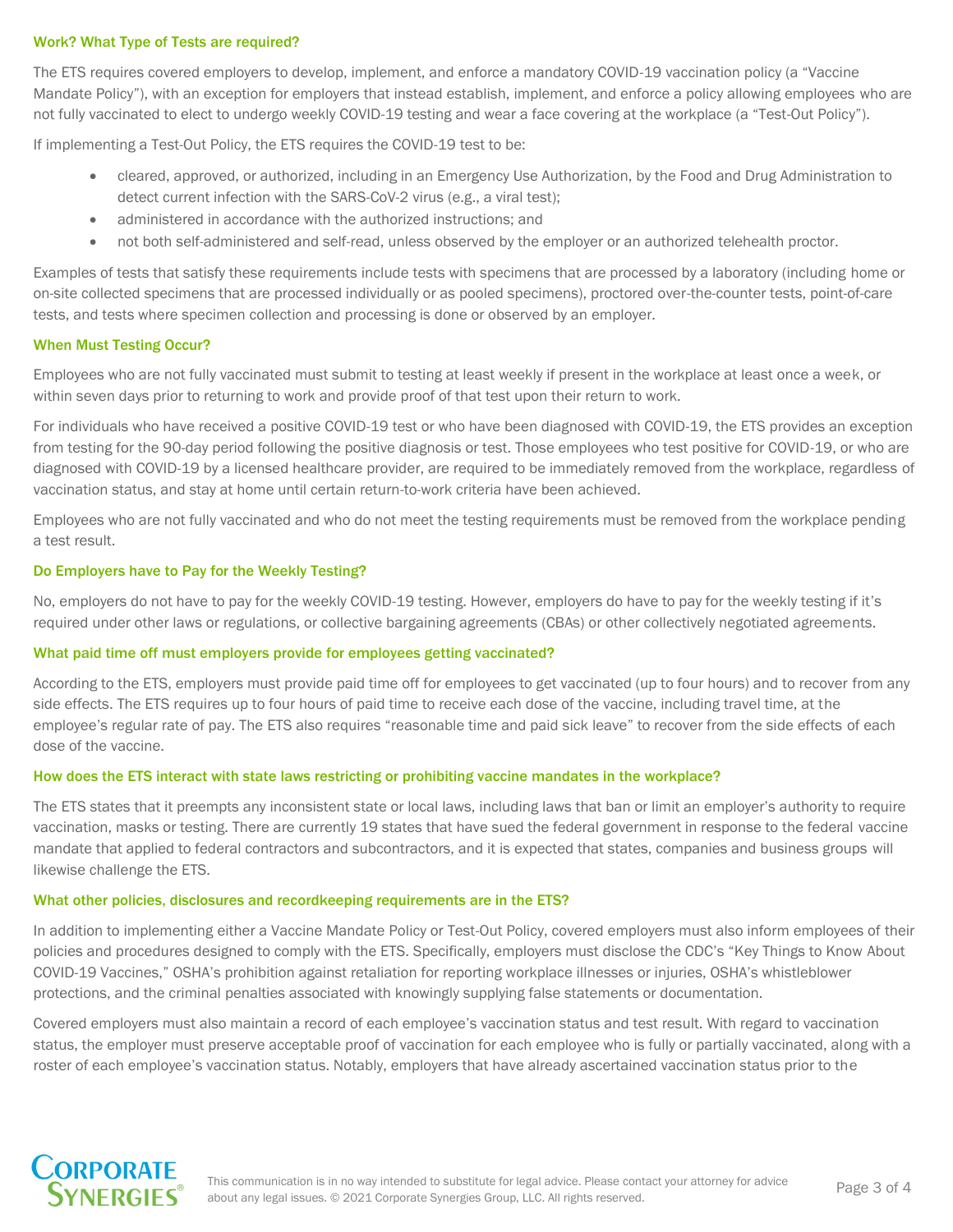### Work? What Type of Tests are required?

The ETS requires covered employers to develop, implement, and enforce a mandatory COVID-19 vaccination policy (a "Vaccine Mandate Policy"), with an exception for employers that instead establish, implement, and enforce a policy allowing employees who are not fully vaccinated to elect to undergo weekly COVID-19 testing and wear a face covering at the workplace (a "Test-Out Policy").

If implementing a Test-Out Policy, the ETS requires the COVID-19 test to be:

- cleared, approved, or authorized, including in an Emergency Use Authorization, by the Food and Drug Administration to detect current infection with the SARS-CoV-2 virus (e.g., a viral test);
- administered in accordance with the authorized instructions; and
- not both self-administered and self-read, unless observed by the employer or an authorized telehealth proctor.

Examples of tests that satisfy these requirements include tests with specimens that are processed by a laboratory (including home or on-site collected specimens that are processed individually or as pooled specimens), proctored over-the-counter tests, point-of-care tests, and tests where specimen collection and processing is done or observed by an employer.

### When Must Testing Occur?

Employees who are not fully vaccinated must submit to testing at least weekly if present in the workplace at least once a week, or within seven days prior to returning to work and provide proof of that test upon their return to work.

For individuals who have received a positive COVID-19 test or who have been diagnosed with COVID-19, the ETS provides an exception from testing for the 90-day period following the positive diagnosis or test. Those employees who test positive for COVID-19, or who are diagnosed with COVID-19 by a licensed healthcare provider, are required to be immediately removed from the workplace, regardless of vaccination status, and stay at home until certain return-to-work criteria have been achieved.

Employees who are not fully vaccinated and who do not meet the testing requirements must be removed from the workplace pending a test result.

### Do Employers have to Pay for the Weekly Testing?

No, employers do not have to pay for the weekly COVID-19 testing. However, employers do have to pay for the weekly testing if it's required under other laws or regulations, or collective bargaining agreements (CBAs) or other collectively negotiated agreements.

### What paid time off must employers provide for employees getting vaccinated?

According to the ETS, employers must provide paid time off for employees to get vaccinated (up to four hours) and to recover from any side effects. The ETS requires up to four hours of paid time to receive each dose of the vaccine, including travel time, at the employee's regular rate of pay. The ETS also requires "reasonable time and paid sick leave" to recover from the side effects of each dose of the vaccine.

### How does the ETS interact with state laws restricting or prohibiting vaccine mandates in the workplace?

The ETS states that it preempts any inconsistent state or local laws, including laws that ban or limit an employer's authority to require vaccination, masks or testing. There are currently 19 states that have sued the federal government in response to the federal vaccine mandate that applied to federal contractors and subcontractors, and it is expected that states, companies and business groups will likewise challenge the ETS.

### What other policies, disclosures and recordkeeping requirements are in the ETS?

In addition to implementing either a Vaccine Mandate Policy or Test-Out Policy, covered employers must also inform employees of their policies and procedures designed to comply with the ETS. Specifically, employers must disclose the CDC's "Key Things to Know About COVID-19 Vaccines," OSHA's prohibition against retaliation for reporting workplace illnesses or injuries, OSHA's whistleblower protections, and the criminal penalties associated with knowingly supplying false statements or documentation.

Covered employers must also maintain a record of each employee's vaccination status and test result. With regard to vaccination status, the employer must preserve acceptable proof of vaccination for each employee who is fully or partially vaccinated, along with a roster of each employee's vaccination status. Notably, employers that have already ascertained vaccination status prior to the

This communication is in no way intended to substitute for legal advice. Please contact your attorney for advice about any legal issues. © 2021 Corporate Synergies Group, LLC. All rights reserved.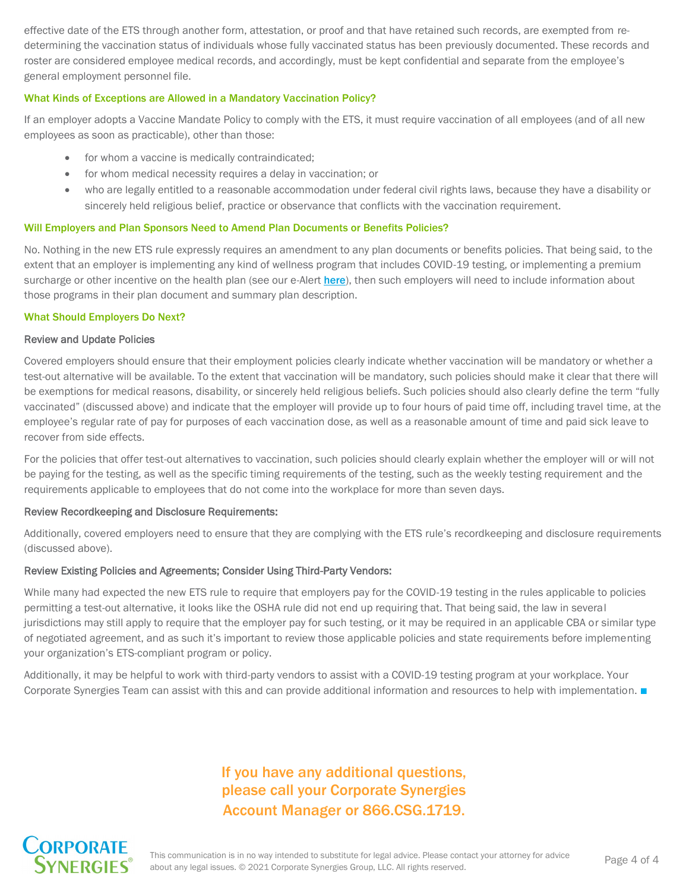effective date of the ETS through another form, attestation, or proof and that have retained such records, are exempted from re-determining the vaccination status of individuals whose fully vaccinated status has been previously documented. These records and roster are considered employee medical records, and accordingly, must be kept confidential and separate from the employee's general employment personnel file.

### What Kinds of Exceptions are Allowed in a Mandatory Vaccination Policy?

If an employer adopts a Vaccine Mandate Policy to comply with the ETS, it must require vaccination of all employees (and of all new employees as soon as practicable), other than those:

- for whom a vaccine is medically contraindicated;
- for whom medical necessity requires a delay in vaccination; or
- who are legally entitled to a reasonable accommodation under federal civil rights laws, because they have a disability or sincerely held religious belief, practice or observance that conflicts with the vaccination requirement.

### Will Employers and Plan Sponsors Need to Amend Plan Documents or Benefits Policies?

No. Nothing in the new ETS rule expressly requires an amendment to any plan documents or benefits policies. That being said, to the extent that an employer is implementing any kind of wellness program that includes COVID-19 testing, or implementing a premium surcharge or other incentive on the health plan (see our e-Alert **here**), then such employers will need to include information about those programs in their plan document and summary plan description.

### What Should Employers Do Next?

#### Review and Update Policies

Covered employers should ensure that their employment policies clearly indicate whether vaccination will be mandatory or whether a test-out alternative will be available. To the extent that vaccination will be mandatory, such policies should make it clear that there will be exemptions for medical reasons, disability, or sincerely held religious beliefs. Such policies should also clearly define the term "fully vaccinated" (discussed above) and indicate that the employer will provide up to four hours of paid time off, including travel time, at the employee's regular rate of pay for purposes of each vaccination dose, as well as a reasonable amount of time and paid sick leave to recover from side effects.

For the policies that offer test-out alternatives to vaccination, such policies should clearly explain whether the employer will or will not be paying for the testing, as well as the specific timing requirements of the testing, such as the weekly testing requirement and the requirements applicable to employees that do not come into the workplace for more than seven days.

#### Review Recordkeeping and Disclosure Requirements:

Additionally, covered employers need to ensure that they are complying with the ETS rule's recordkeeping and disclosure requirements (discussed above).

#### Review Existing Policies and Agreements; Consider Using Third-Party Vendors:

While many had expected the new ETS rule to require that employers pay for the COVID-19 testing in the rules applicable to policies permitting a test-out alternative, it looks like the OSHA rule did not end up requiring that. That being said, the law in several jurisdictions may still apply to require that the employer pay for such testing, or it may be required in an applicable CBA or similar type of negotiated agreement, and as such it's important to review those applicable policies and state requirements before implementing your organization's ETS-compliant program or policy.

Additionally, it may be helpful to work with third-party vendors to assist with a COVID-19 testing program at your workplace. Your Corporate Synergies Team can assist with this and can provide additional information and resources to help with implementation. ■

**If you have any additional questions, please call your Corporate Synergies Account Manager or 866.CSG.1719.**

CORPORATE SYNERGIES®

This communication is in no way intended to substitute for legal advice. Please contact your attorney for advice about any legal issues. © 2021 Corporate Synergies Group, LLC. All rights reserved.